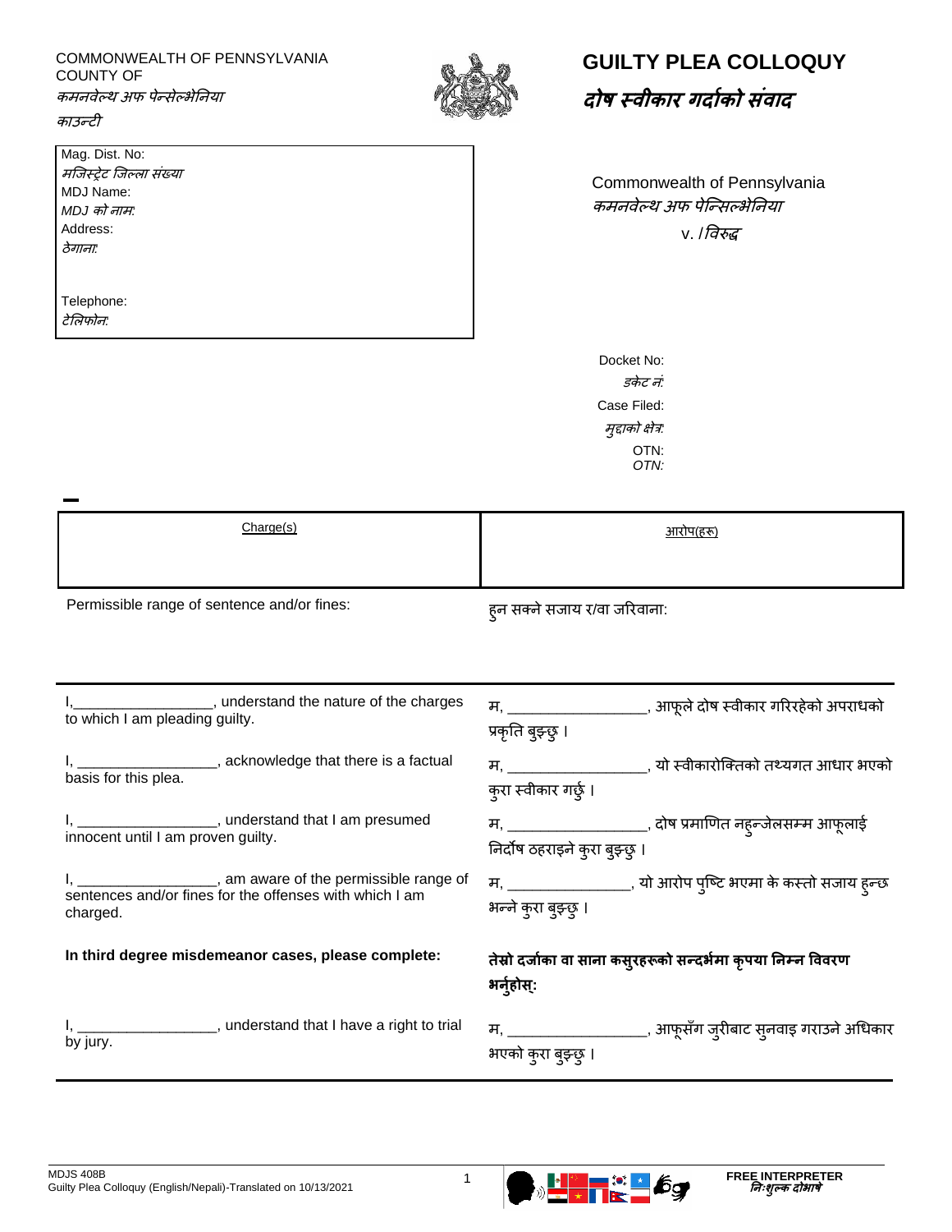COMMONWEALTH OF PENNSYLVANIA
COUNTY OF
*कमनवेल्थ अफ पेन्सेल्भेनिया*
*काउन्टी*

# GUILTY PLEA COLLOQUY
# *दोष स्वीकार गर्दाको संवाद*

Mag. Dist. No:
*मजिस्ट्रेट जिल्ला संख्या*
MDJ Name:
*MDJ को नाम:*
Address:
*ठेगाना:*

Telephone:
*टेलिफोन:*

Commonwealth of Pennsylvania
*कमनवेल्थ अफ पेन्सिल्भेनिया*
v. /*विरुद्ध*

Docket No:
*डकेट नं:*
Case Filed:
*मुद्दाको क्षेत्र:*
OTN:
*OTN:*

| Charge(s) | आरोप(हरू) |
|---|---|
| | |

Permissible range of sentence and/or fines:

हुन सक्ने सजाय र/वा जरिवाना:

| | |
|---|---|
| I,_________________, understand the nature of the charges to which I am pleading guilty. | म, _________________, आफूले दोष स्वीकार गरिरहेको अपराधको प्रकृति बुझ्छु। |
| I, _________________, acknowledge that there is a factual basis for this plea. | म, _________________, यो स्वीकारोक्तिको तथ्यगत आधार भएको कुरा स्वीकार गर्छु। |
| I, _________________, understand that I am presumed innocent until I am proven guilty. | म, _________________, दोष प्रमाणित नहुन्जेलसम्म आफूलाई निर्दोष ठहराइने कुरा बुझ्छु। |
| I, _________________, am aware of the permissible range of sentences and/or fines for the offenses with which I am charged. | म, _______________, यो आरोप पुष्टि भएमा के कस्तो सजाय हुन्छ भन्ने कुरा बुझ्छु। |
| **In third degree misdemeanor cases, please complete:** | **तेस्रो दर्जाका वा साना कसुरहरूको सन्दर्भमा कृपया निम्न विवरण भर्नुहोस्:** |
| I, _________________, understand that I have a right to trial by jury. | म, _________________, आफूसँग जुरीबाट सुनवाइ गराउने अधिकार भएको कुरा बुझ्छु। |

MDJS 408B
Guilty Plea Colloquy (English/Nepali)-Translated on 10/13/2021

FREE INTERPRETER
*निःशुल्क दोभाषे*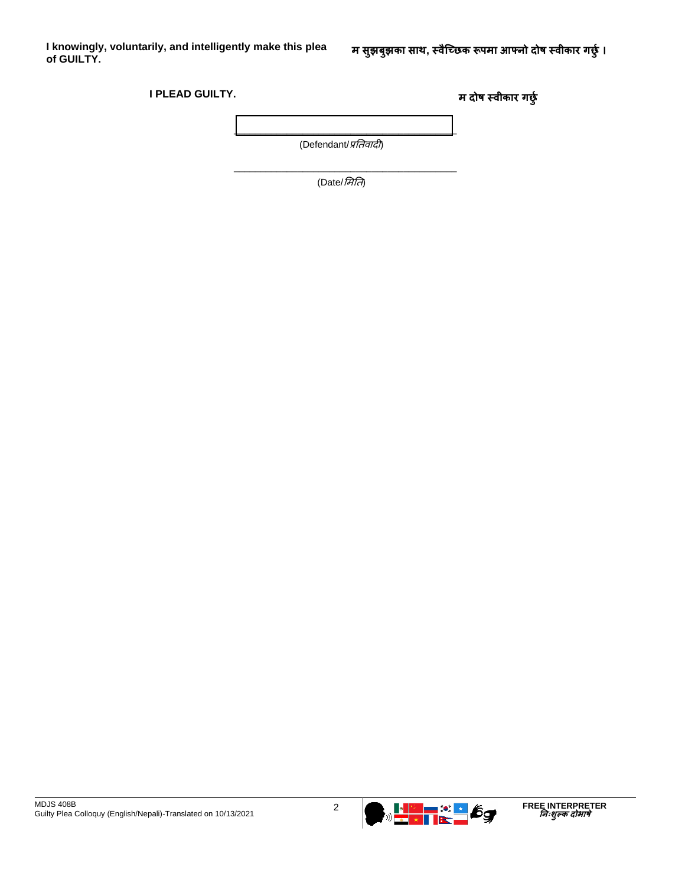**I knowingly, voluntarily, and intelligently make this plea of GUILTY.**

**म सुझबुझका साथ, स्वैच्छिक रूपमा आफ्नो दोष स्वीकार गर्छु ।**

**I PLEAD GUILTY.**

**म दोष स्वीकार गर्छु**

\_\_\_\_\_\_\_\_\_\_\_\_\_\_\_\_\_\_\_\_\_\_\_\_\_\_\_\_\_\_\_\_\_\_\_\_

(Defendant/*प्रतिवादी*)

\_\_\_\_\_\_\_\_\_\_\_\_\_\_\_\_\_\_\_\_\_\_\_\_\_\_\_\_\_\_\_\_\_\_\_\_

(Date/*मिति*)

MDJS 408B
Guilty Plea Colloquy (English/Nepali)-Translated on 10/13/2021

**FREE INTERPRETER**
*निःशुल्क दोभाषे*